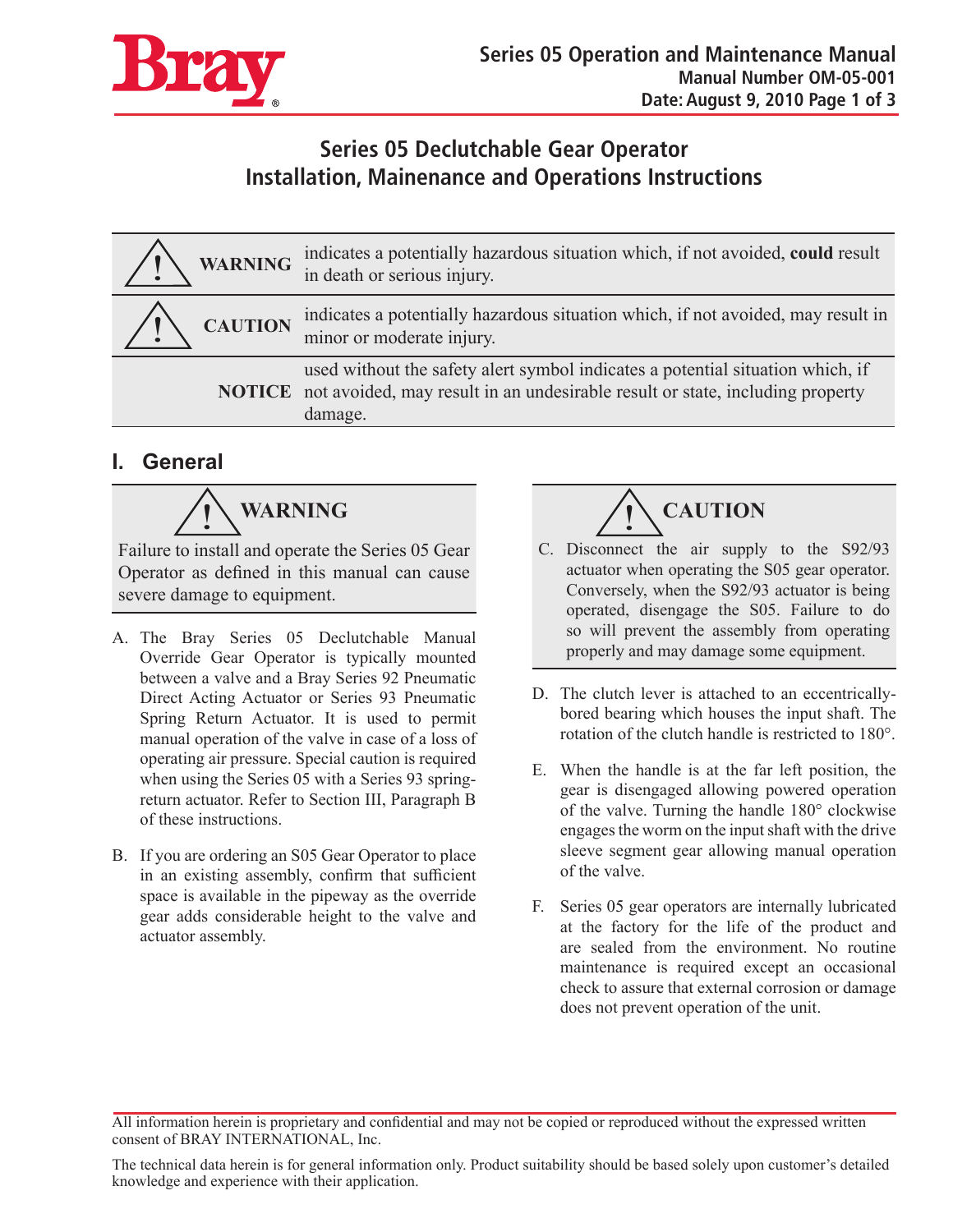# Series 05 Declutchable Gear Operator
# Installation, Mainenance and Operations Instructions

| | |
|---|---|
| **WARNING** | indicates a potentially hazardous situation which, if not avoided, **could** result in death or serious injury. |
| **CAUTION** | indicates a potentially hazardous situation which, if not avoided, may result in minor or moderate injury. |
| **NOTICE** | used without the safety alert symbol indicates a potential situation which, if not avoided, may result in an undesirable result or state, including property damage. |

## I. General

> **WARNING**
>
> Failure to install and operate the Series 05 Gear Operator as defined in this manual can cause severe damage to equipment.

A. The Bray Series 05 Declutchable Manual Override Gear Operator is typically mounted between a valve and a Bray Series 92 Pneumatic Direct Acting Actuator or Series 93 Pneumatic Spring Return Actuator. It is used to permit manual operation of the valve in case of a loss of operating air pressure. Special caution is required when using the Series 05 with a Series 93 spring-return actuator. Refer to Section III, Paragraph B of these instructions.

B. If you are ordering an S05 Gear Operator to place in an existing assembly, confirm that sufficient space is available in the pipeway as the override gear adds considerable height to the valve and actuator assembly.

> **CAUTION**
>
> C. Disconnect the air supply to the S92/93 actuator when operating the S05 gear operator. Conversely, when the S92/93 actuator is being operated, disengage the S05. Failure to do so will prevent the assembly from operating properly and may damage some equipment.

D. The clutch lever is attached to an eccentrically-bored bearing which houses the input shaft. The rotation of the clutch handle is restricted to 180°.

E. When the handle is at the far left position, the gear is disengaged allowing powered operation of the valve. Turning the handle 180° clockwise engages the worm on the input shaft with the drive sleeve segment gear allowing manual operation of the valve.

F. Series 05 gear operators are internally lubricated at the factory for the life of the product and are sealed from the environment. No routine maintenance is required except an occasional check to assure that external corrosion or damage does not prevent operation of the unit.

All information herein is proprietary and confidential and may not be copied or reproduced without the expressed written consent of BRAY INTERNATIONAL, Inc.

The technical data herein is for general information only. Product suitability should be based solely upon customer's detailed knowledge and experience with their application.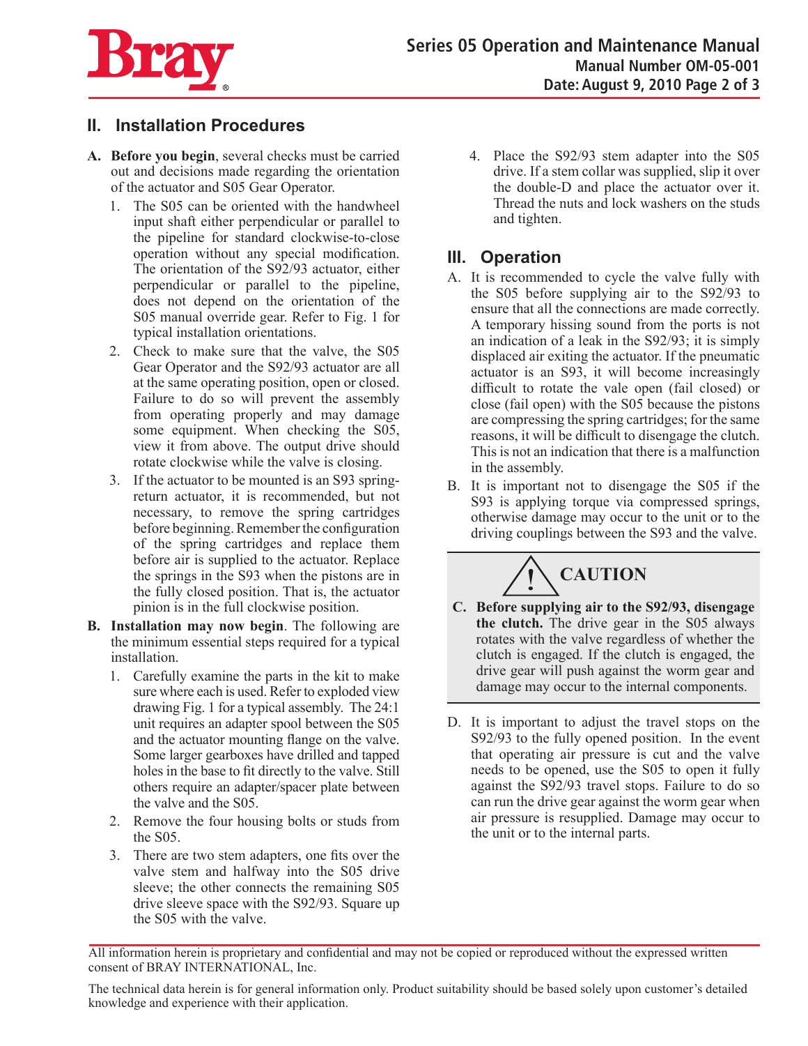## II. Installation Procedures

**A. Before you begin**, several checks must be carried out and decisions made regarding the orientation of the actuator and S05 Gear Operator.

1. The S05 can be oriented with the handwheel input shaft either perpendicular or parallel to the pipeline for standard clockwise-to-close operation without any special modification. The orientation of the S92/93 actuator, either perpendicular or parallel to the pipeline, does not depend on the orientation of the S05 manual override gear. Refer to Fig. 1 for typical installation orientations.
2. Check to make sure that the valve, the S05 Gear Operator and the S92/93 actuator are all at the same operating position, open or closed. Failure to do so will prevent the assembly from operating properly and may damage some equipment. When checking the S05, view it from above. The output drive should rotate clockwise while the valve is closing.
3. If the actuator to be mounted is an S93 spring-return actuator, it is recommended, but not necessary, to remove the spring cartridges before beginning. Remember the configuration of the spring cartridges and replace them before air is supplied to the actuator. Replace the springs in the S93 when the pistons are in the fully closed position. That is, the actuator pinion is in the full clockwise position.

**B. Installation may now begin**. The following are the minimum essential steps required for a typical installation.

1. Carefully examine the parts in the kit to make sure where each is used. Refer to exploded view drawing Fig. 1 for a typical assembly. The 24:1 unit requires an adapter spool between the S05 and the actuator mounting flange on the valve. Some larger gearboxes have drilled and tapped holes in the base to fit directly to the valve. Still others require an adapter/spacer plate between the valve and the S05.
2. Remove the four housing bolts or studs from the S05.
3. There are two stem adapters, one fits over the valve stem and halfway into the S05 drive sleeve; the other connects the remaining S05 drive sleeve space with the S92/93. Square up the S05 with the valve.
4. Place the S92/93 stem adapter into the S05 drive. If a stem collar was supplied, slip it over the double-D and place the actuator over it. Thread the nuts and lock washers on the studs and tighten.

## III. Operation

A. It is recommended to cycle the valve fully with the S05 before supplying air to the S92/93 to ensure that all the connections are made correctly. A temporary hissing sound from the ports is not an indication of a leak in the S92/93; it is simply displaced air exiting the actuator. If the pneumatic actuator is an S93, it will become increasingly difficult to rotate the vale open (fail closed) or close (fail open) with the S05 because the pistons are compressing the spring cartridges; for the same reasons, it will be difficult to disengage the clutch. This is not an indication that there is a malfunction in the assembly.

B. It is important not to disengage the S05 if the S93 is applying torque via compressed springs, otherwise damage may occur to the unit or to the driving couplings between the S93 and the valve.

**CAUTION**

**C. Before supplying air to the S92/93, disengage the clutch.** The drive gear in the S05 always rotates with the valve regardless of whether the clutch is engaged. If the clutch is engaged, the drive gear will push against the worm gear and damage may occur to the internal components.

D. It is important to adjust the travel stops on the S92/93 to the fully opened position. In the event that operating air pressure is cut and the valve needs to be opened, use the S05 to open it fully against the S92/93 travel stops. Failure to do so can run the drive gear against the worm gear when air pressure is resupplied. Damage may occur to the unit or to the internal parts.

All information herein is proprietary and confidential and may not be copied or reproduced without the expressed written consent of BRAY INTERNATIONAL, Inc.

The technical data herein is for general information only. Product suitability should be based solely upon customer's detailed knowledge and experience with their application.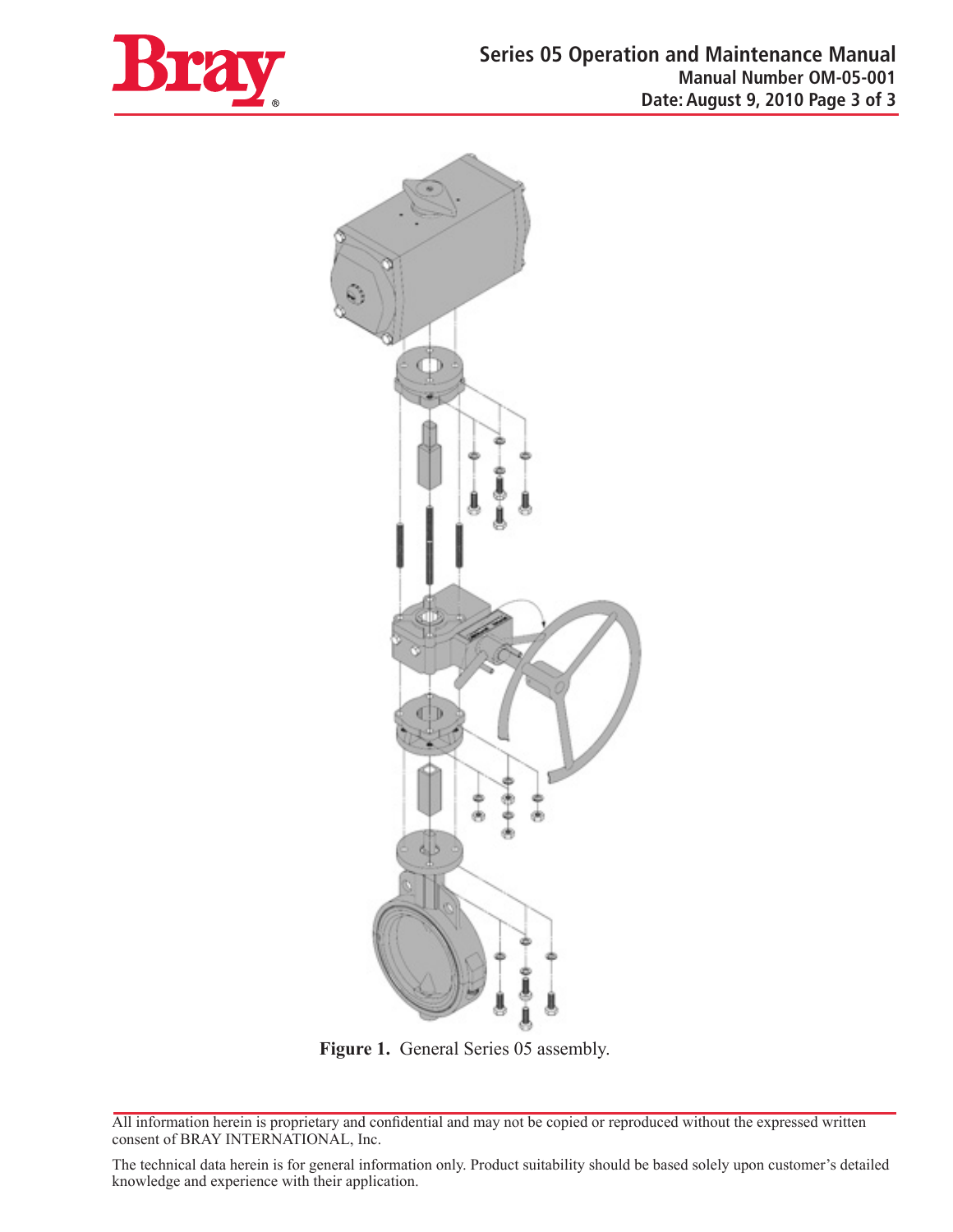**Figure 1.** General Series 05 assembly.

All information herein is proprietary and confidential and may not be copied or reproduced without the expressed written consent of BRAY INTERNATIONAL, Inc.

The technical data herein is for general information only. Product suitability should be based solely upon customer's detailed knowledge and experience with their application.